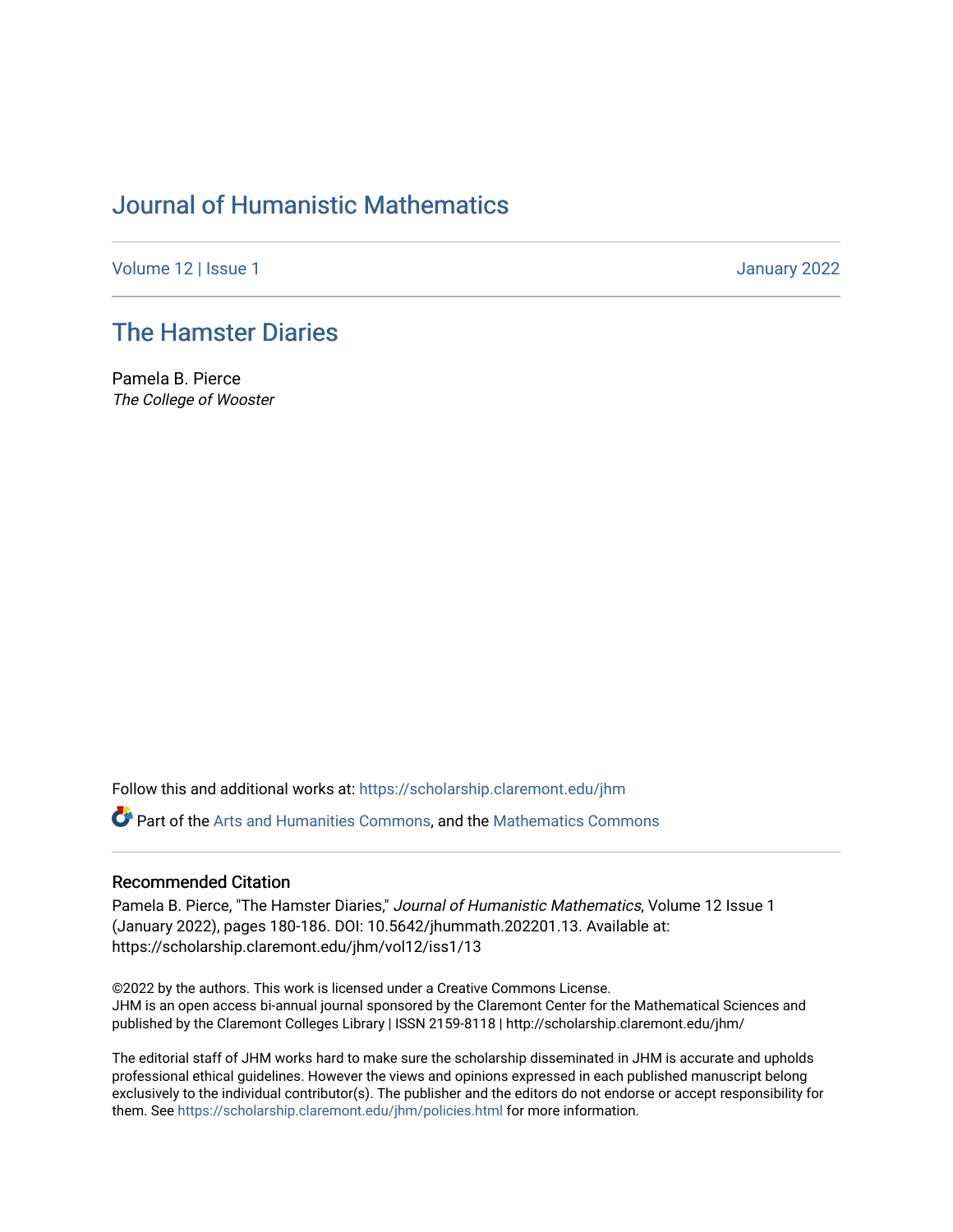# Journal of Humanistic Mathematics

Volume 12 | Issue 1 January 2022

## The Hamster Diaries

Pamela B. Pierce
*The College of Wooster*

Follow this and additional works at: https://scholarship.claremont.edu/jhm

Part of the Arts and Humanities Commons, and the Mathematics Commons

### Recommended Citation

Pamela B. Pierce, "The Hamster Diaries," *Journal of Humanistic Mathematics*, Volume 12 Issue 1 (January 2022), pages 180-186. DOI: 10.5642/jhummath.202201.13. Available at: https://scholarship.claremont.edu/jhm/vol12/iss1/13

©2022 by the authors. This work is licensed under a Creative Commons License.
JHM is an open access bi-annual journal sponsored by the Claremont Center for the Mathematical Sciences and published by the Claremont Colleges Library | ISSN 2159-8118 | http://scholarship.claremont.edu/jhm/

The editorial staff of JHM works hard to make sure the scholarship disseminated in JHM is accurate and upholds professional ethical guidelines. However the views and opinions expressed in each published manuscript belong exclusively to the individual contributor(s). The publisher and the editors do not endorse or accept responsibility for them. See https://scholarship.claremont.edu/jhm/policies.html for more information.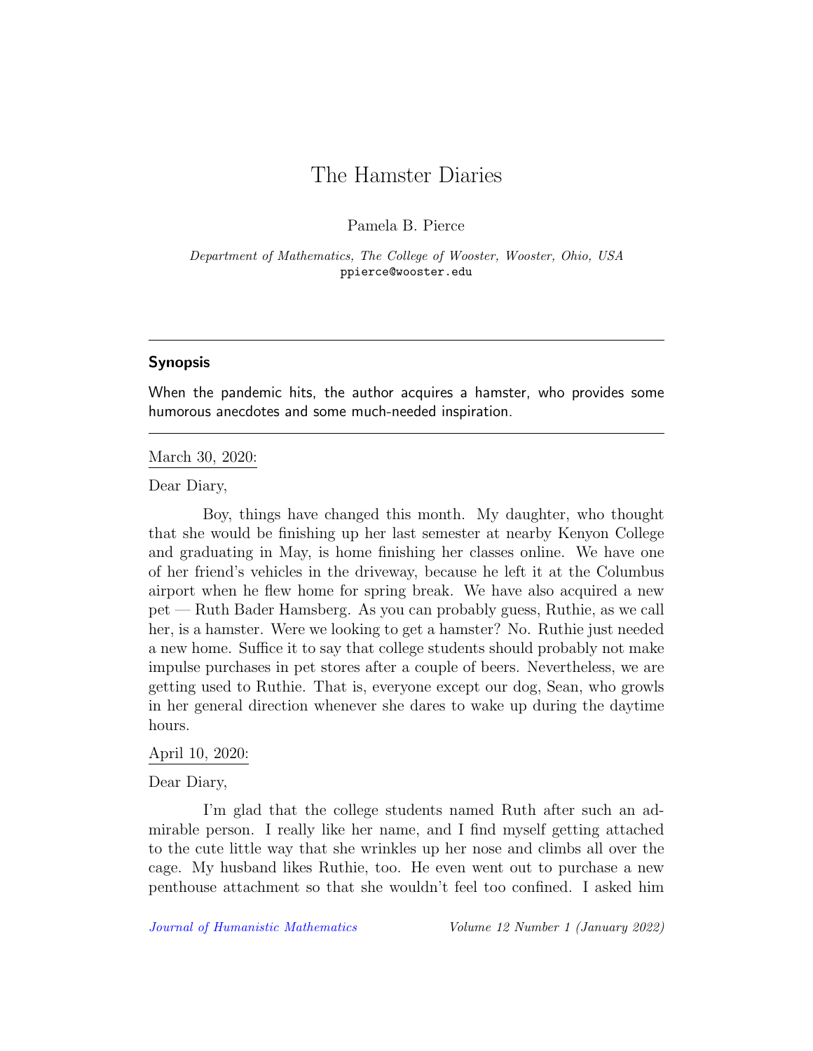# The Hamster Diaries

Pamela B. Pierce

*Department of Mathematics, The College of Wooster, Wooster, Ohio, USA*
ppierce@wooster.edu

---

**Synopsis**

When the pandemic hits, the author acquires a hamster, who provides some humorous anecdotes and some much-needed inspiration.

---

March 30, 2020:

Dear Diary,

Boy, things have changed this month. My daughter, who thought that she would be finishing up her last semester at nearby Kenyon College and graduating in May, is home finishing her classes online. We have one of her friend's vehicles in the driveway, because he left it at the Columbus airport when he flew home for spring break. We have also acquired a new pet — Ruth Bader Hamsberg. As you can probably guess, Ruthie, as we call her, is a hamster. Were we looking to get a hamster? No. Ruthie just needed a new home. Suffice it to say that college students should probably not make impulse purchases in pet stores after a couple of beers. Nevertheless, we are getting used to Ruthie. That is, everyone except our dog, Sean, who growls in her general direction whenever she dares to wake up during the daytime hours.

April 10, 2020:

Dear Diary,

I'm glad that the college students named Ruth after such an admirable person. I really like her name, and I find myself getting attached to the cute little way that she wrinkles up her nose and climbs all over the cage. My husband likes Ruthie, too. He even went out to purchase a new penthouse attachment so that she wouldn't feel too confined. I asked him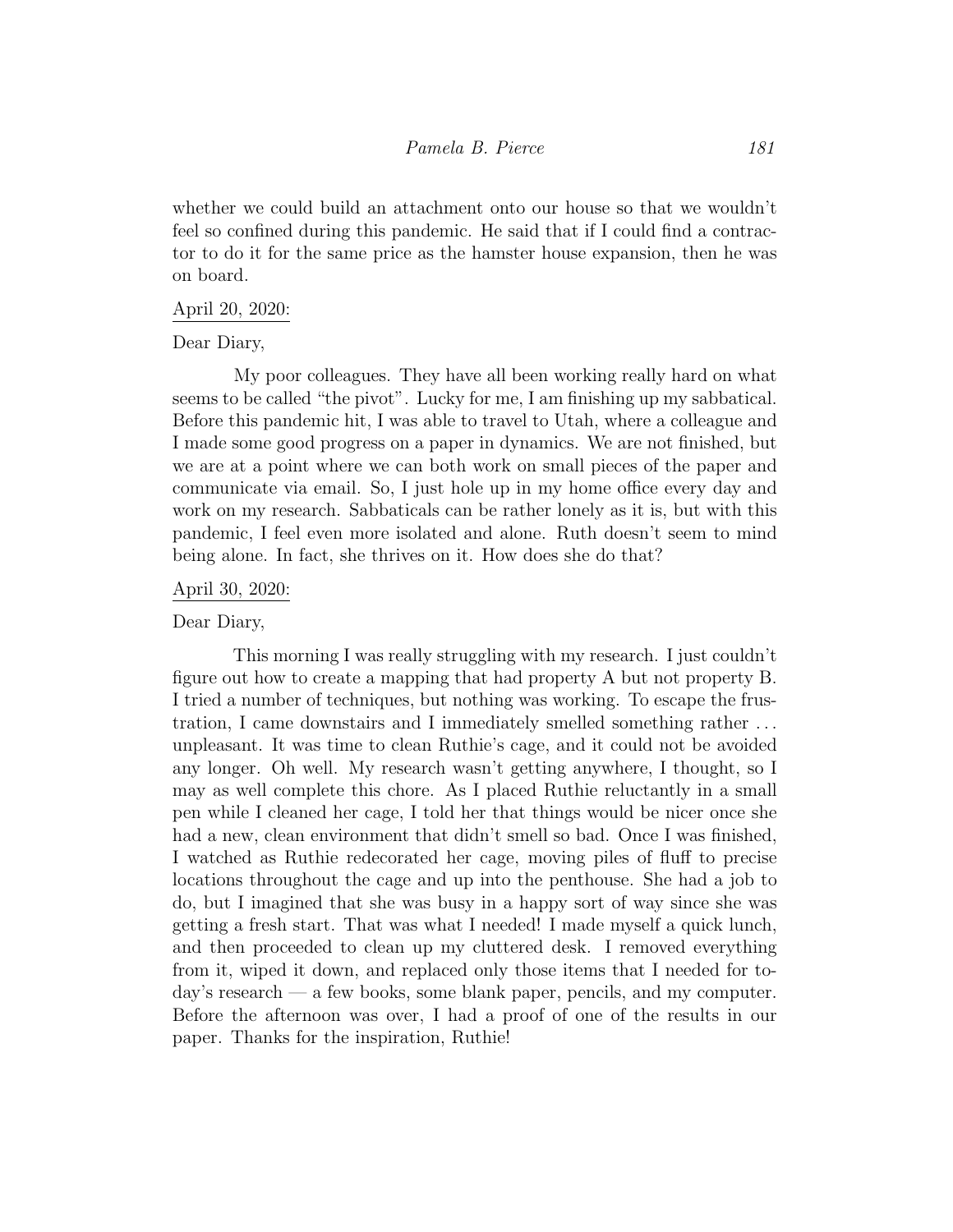whether we could build an attachment onto our house so that we wouldn't feel so confined during this pandemic. He said that if I could find a contractor to do it for the same price as the hamster house expansion, then he was on board.

<u>April 20, 2020:</u>

Dear Diary,

My poor colleagues. They have all been working really hard on what seems to be called "the pivot". Lucky for me, I am finishing up my sabbatical. Before this pandemic hit, I was able to travel to Utah, where a colleague and I made some good progress on a paper in dynamics. We are not finished, but we are at a point where we can both work on small pieces of the paper and communicate via email. So, I just hole up in my home office every day and work on my research. Sabbaticals can be rather lonely as it is, but with this pandemic, I feel even more isolated and alone. Ruth doesn't seem to mind being alone. In fact, she thrives on it. How does she do that?

<u>April 30, 2020:</u>

Dear Diary,

This morning I was really struggling with my research. I just couldn't figure out how to create a mapping that had property A but not property B. I tried a number of techniques, but nothing was working. To escape the frustration, I came downstairs and I immediately smelled something rather ... unpleasant. It was time to clean Ruthie's cage, and it could not be avoided any longer. Oh well. My research wasn't getting anywhere, I thought, so I may as well complete this chore. As I placed Ruthie reluctantly in a small pen while I cleaned her cage, I told her that things would be nicer once she had a new, clean environment that didn't smell so bad. Once I was finished, I watched as Ruthie redecorated her cage, moving piles of fluff to precise locations throughout the cage and up into the penthouse. She had a job to do, but I imagined that she was busy in a happy sort of way since she was getting a fresh start. That was what I needed! I made myself a quick lunch, and then proceeded to clean up my cluttered desk. I removed everything from it, wiped it down, and replaced only those items that I needed for today's research — a few books, some blank paper, pencils, and my computer. Before the afternoon was over, I had a proof of one of the results in our paper. Thanks for the inspiration, Ruthie!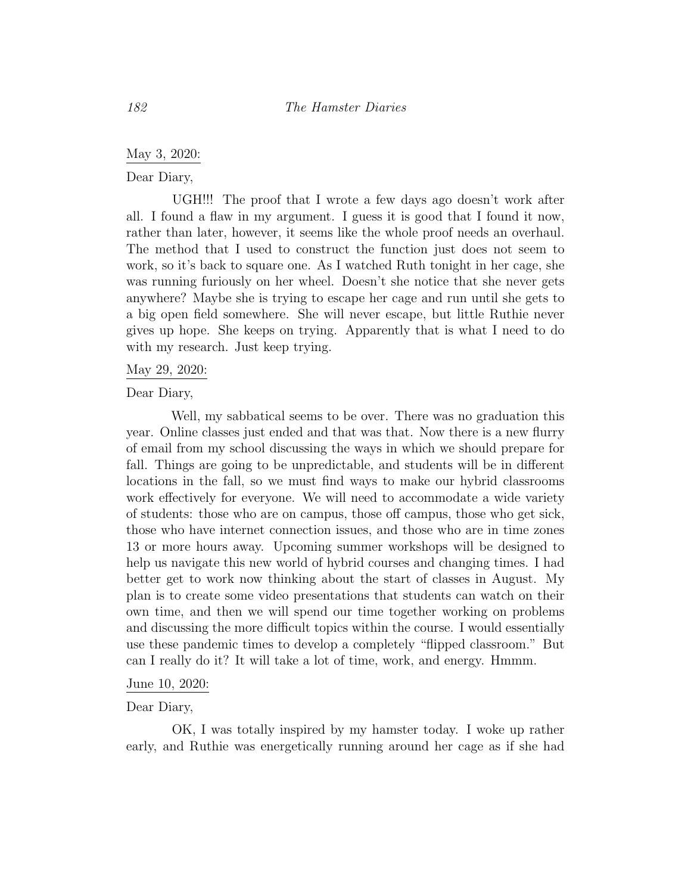May 3, 2020:

Dear Diary,

UGH!!! The proof that I wrote a few days ago doesn't work after all. I found a flaw in my argument. I guess it is good that I found it now, rather than later, however, it seems like the whole proof needs an overhaul. The method that I used to construct the function just does not seem to work, so it's back to square one. As I watched Ruth tonight in her cage, she was running furiously on her wheel. Doesn't she notice that she never gets anywhere? Maybe she is trying to escape her cage and run until she gets to a big open field somewhere. She will never escape, but little Ruthie never gives up hope. She keeps on trying. Apparently that is what I need to do with my research. Just keep trying.

May 29, 2020:

Dear Diary,

Well, my sabbatical seems to be over. There was no graduation this year. Online classes just ended and that was that. Now there is a new flurry of email from my school discussing the ways in which we should prepare for fall. Things are going to be unpredictable, and students will be in different locations in the fall, so we must find ways to make our hybrid classrooms work effectively for everyone. We will need to accommodate a wide variety of students: those who are on campus, those off campus, those who get sick, those who have internet connection issues, and those who are in time zones 13 or more hours away. Upcoming summer workshops will be designed to help us navigate this new world of hybrid courses and changing times. I had better get to work now thinking about the start of classes in August. My plan is to create some video presentations that students can watch on their own time, and then we will spend our time together working on problems and discussing the more difficult topics within the course. I would essentially use these pandemic times to develop a completely "flipped classroom." But can I really do it? It will take a lot of time, work, and energy. Hmmm.

June 10, 2020:

Dear Diary,

OK, I was totally inspired by my hamster today. I woke up rather early, and Ruthie was energetically running around her cage as if she had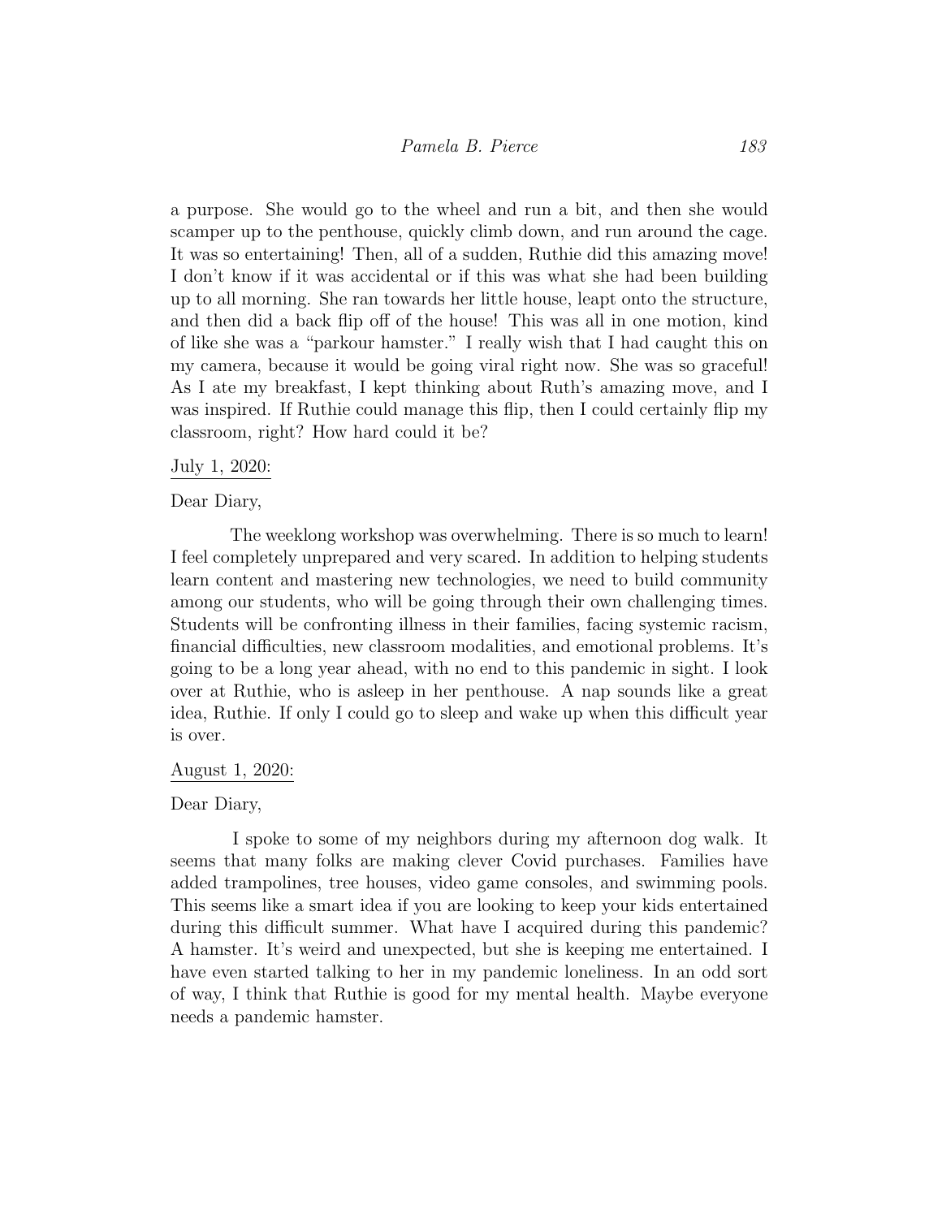a purpose. She would go to the wheel and run a bit, and then she would scamper up to the penthouse, quickly climb down, and run around the cage. It was so entertaining! Then, all of a sudden, Ruthie did this amazing move! I don't know if it was accidental or if this was what she had been building up to all morning. She ran towards her little house, leapt onto the structure, and then did a back flip off of the house! This was all in one motion, kind of like she was a "parkour hamster." I really wish that I had caught this on my camera, because it would be going viral right now. She was so graceful! As I ate my breakfast, I kept thinking about Ruth's amazing move, and I was inspired. If Ruthie could manage this flip, then I could certainly flip my classroom, right? How hard could it be?

<u>July 1, 2020:</u>

Dear Diary,

The weeklong workshop was overwhelming. There is so much to learn! I feel completely unprepared and very scared. In addition to helping students learn content and mastering new technologies, we need to build community among our students, who will be going through their own challenging times. Students will be confronting illness in their families, facing systemic racism, financial difficulties, new classroom modalities, and emotional problems. It's going to be a long year ahead, with no end to this pandemic in sight. I look over at Ruthie, who is asleep in her penthouse. A nap sounds like a great idea, Ruthie. If only I could go to sleep and wake up when this difficult year is over.

<u>August 1, 2020:</u>

Dear Diary,

I spoke to some of my neighbors during my afternoon dog walk. It seems that many folks are making clever Covid purchases. Families have added trampolines, tree houses, video game consoles, and swimming pools. This seems like a smart idea if you are looking to keep your kids entertained during this difficult summer. What have I acquired during this pandemic? A hamster. It's weird and unexpected, but she is keeping me entertained. I have even started talking to her in my pandemic loneliness. In an odd sort of way, I think that Ruthie is good for my mental health. Maybe everyone needs a pandemic hamster.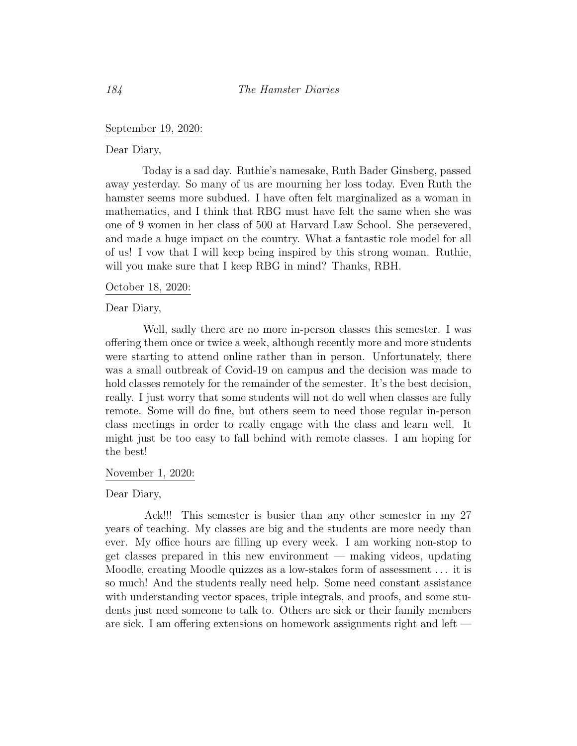<u>September 19, 2020:</u>

Dear Diary,

Today is a sad day. Ruthie's namesake, Ruth Bader Ginsberg, passed away yesterday. So many of us are mourning her loss today. Even Ruth the hamster seems more subdued. I have often felt marginalized as a woman in mathematics, and I think that RBG must have felt the same when she was one of 9 women in her class of 500 at Harvard Law School. She persevered, and made a huge impact on the country. What a fantastic role model for all of us! I vow that I will keep being inspired by this strong woman. Ruthie, will you make sure that I keep RBG in mind? Thanks, RBH.

<u>October 18, 2020:</u>

Dear Diary,

Well, sadly there are no more in-person classes this semester. I was offering them once or twice a week, although recently more and more students were starting to attend online rather than in person. Unfortunately, there was a small outbreak of Covid-19 on campus and the decision was made to hold classes remotely for the remainder of the semester. It's the best decision, really. I just worry that some students will not do well when classes are fully remote. Some will do fine, but others seem to need those regular in-person class meetings in order to really engage with the class and learn well. It might just be too easy to fall behind with remote classes. I am hoping for the best!

<u>November 1, 2020:</u>

Dear Diary,

Ack!!! This semester is busier than any other semester in my 27 years of teaching. My classes are big and the students are more needy than ever. My office hours are filling up every week. I am working non-stop to get classes prepared in this new environment — making videos, updating Moodle, creating Moodle quizzes as a low-stakes form of assessment . . . it is so much! And the students really need help. Some need constant assistance with understanding vector spaces, triple integrals, and proofs, and some students just need someone to talk to. Others are sick or their family members are sick. I am offering extensions on homework assignments right and left —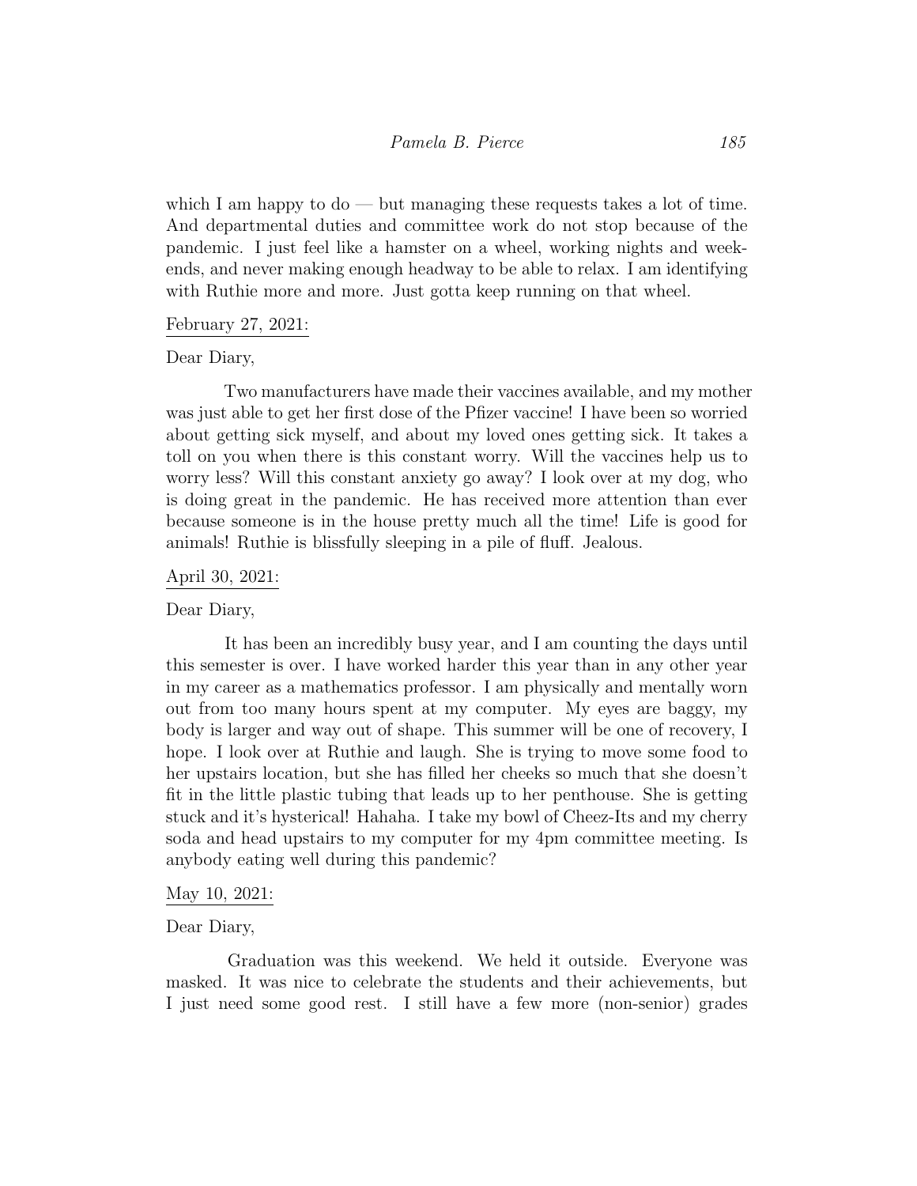which I am happy to do — but managing these requests takes a lot of time. And departmental duties and committee work do not stop because of the pandemic. I just feel like a hamster on a wheel, working nights and weekends, and never making enough headway to be able to relax. I am identifying with Ruthie more and more. Just gotta keep running on that wheel.

<u>February 27, 2021:</u>

Dear Diary,

Two manufacturers have made their vaccines available, and my mother was just able to get her first dose of the Pfizer vaccine! I have been so worried about getting sick myself, and about my loved ones getting sick. It takes a toll on you when there is this constant worry. Will the vaccines help us to worry less? Will this constant anxiety go away? I look over at my dog, who is doing great in the pandemic. He has received more attention than ever because someone is in the house pretty much all the time! Life is good for animals! Ruthie is blissfully sleeping in a pile of fluff. Jealous.

<u>April 30, 2021:</u>

Dear Diary,

It has been an incredibly busy year, and I am counting the days until this semester is over. I have worked harder this year than in any other year in my career as a mathematics professor. I am physically and mentally worn out from too many hours spent at my computer. My eyes are baggy, my body is larger and way out of shape. This summer will be one of recovery, I hope. I look over at Ruthie and laugh. She is trying to move some food to her upstairs location, but she has filled her cheeks so much that she doesn't fit in the little plastic tubing that leads up to her penthouse. She is getting stuck and it's hysterical! Hahaha. I take my bowl of Cheez-Its and my cherry soda and head upstairs to my computer for my 4pm committee meeting. Is anybody eating well during this pandemic?

<u>May 10, 2021:</u>

Dear Diary,

Graduation was this weekend. We held it outside. Everyone was masked. It was nice to celebrate the students and their achievements, but I just need some good rest. I still have a few more (non-senior) grades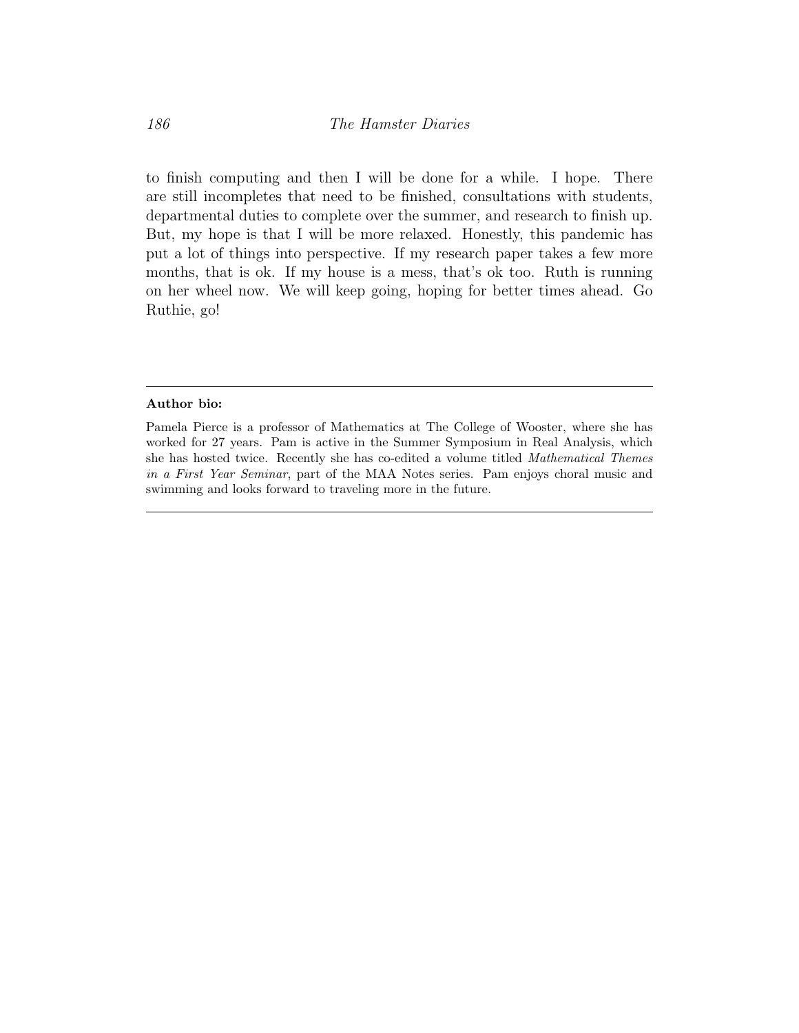to finish computing and then I will be done for a while. I hope. There are still incompletes that need to be finished, consultations with students, departmental duties to complete over the summer, and research to finish up. But, my hope is that I will be more relaxed. Honestly, this pandemic has put a lot of things into perspective. If my research paper takes a few more months, that is ok. If my house is a mess, that's ok too. Ruth is running on her wheel now. We will keep going, hoping for better times ahead. Go Ruthie, go!

---

**Author bio:**

Pamela Pierce is a professor of Mathematics at The College of Wooster, where she has worked for 27 years. Pam is active in the Summer Symposium in Real Analysis, which she has hosted twice. Recently she has co-edited a volume titled *Mathematical Themes in a First Year Seminar*, part of the MAA Notes series. Pam enjoys choral music and swimming and looks forward to traveling more in the future.

---